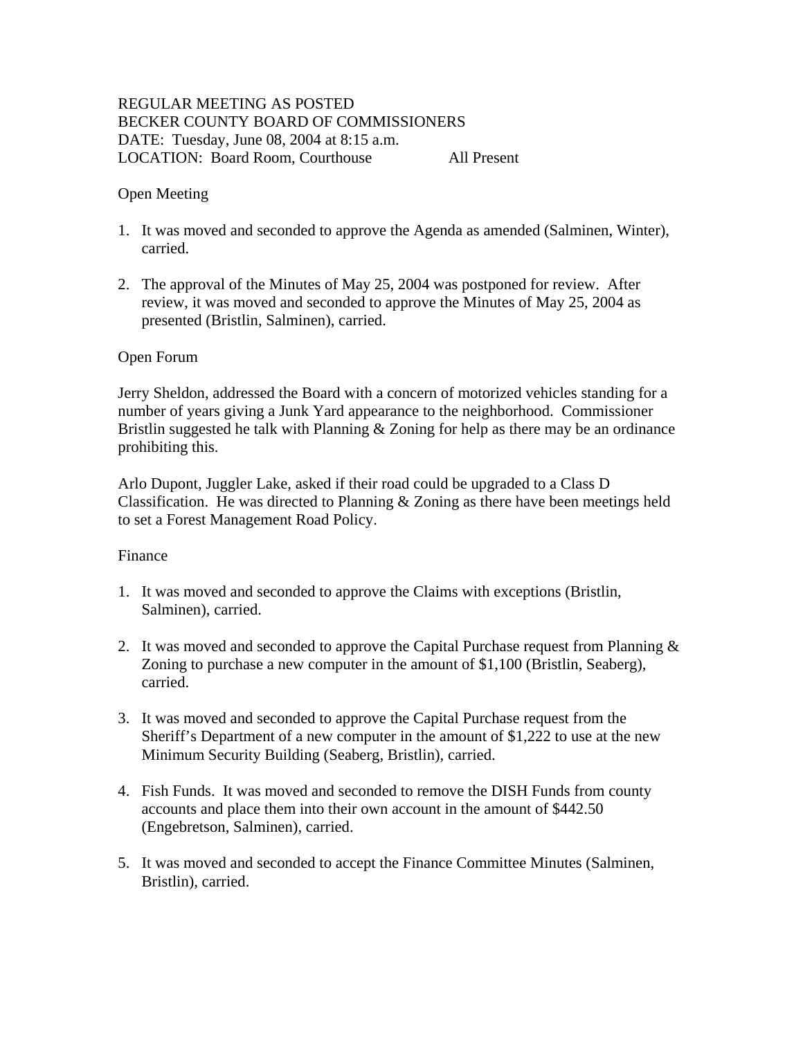REGULAR MEETING AS POSTED
BECKER COUNTY BOARD OF COMMISSIONERS
DATE: Tuesday, June 08, 2004 at 8:15 a.m.
LOCATION: Board Room, Courthouse All Present

Open Meeting

1. It was moved and seconded to approve the Agenda as amended (Salminen, Winter), carried.

2. The approval of the Minutes of May 25, 2004 was postponed for review. After review, it was moved and seconded to approve the Minutes of May 25, 2004 as presented (Bristlin, Salminen), carried.

Open Forum

Jerry Sheldon, addressed the Board with a concern of motorized vehicles standing for a number of years giving a Junk Yard appearance to the neighborhood. Commissioner Bristlin suggested he talk with Planning & Zoning for help as there may be an ordinance prohibiting this.

Arlo Dupont, Juggler Lake, asked if their road could be upgraded to a Class D Classification. He was directed to Planning & Zoning as there have been meetings held to set a Forest Management Road Policy.

Finance

1. It was moved and seconded to approve the Claims with exceptions (Bristlin, Salminen), carried.

2. It was moved and seconded to approve the Capital Purchase request from Planning & Zoning to purchase a new computer in the amount of $1,100 (Bristlin, Seaberg), carried.

3. It was moved and seconded to approve the Capital Purchase request from the Sheriff's Department of a new computer in the amount of $1,222 to use at the new Minimum Security Building (Seaberg, Bristlin), carried.

4. Fish Funds. It was moved and seconded to remove the DISH Funds from county accounts and place them into their own account in the amount of $442.50 (Engebretson, Salminen), carried.

5. It was moved and seconded to accept the Finance Committee Minutes (Salminen, Bristlin), carried.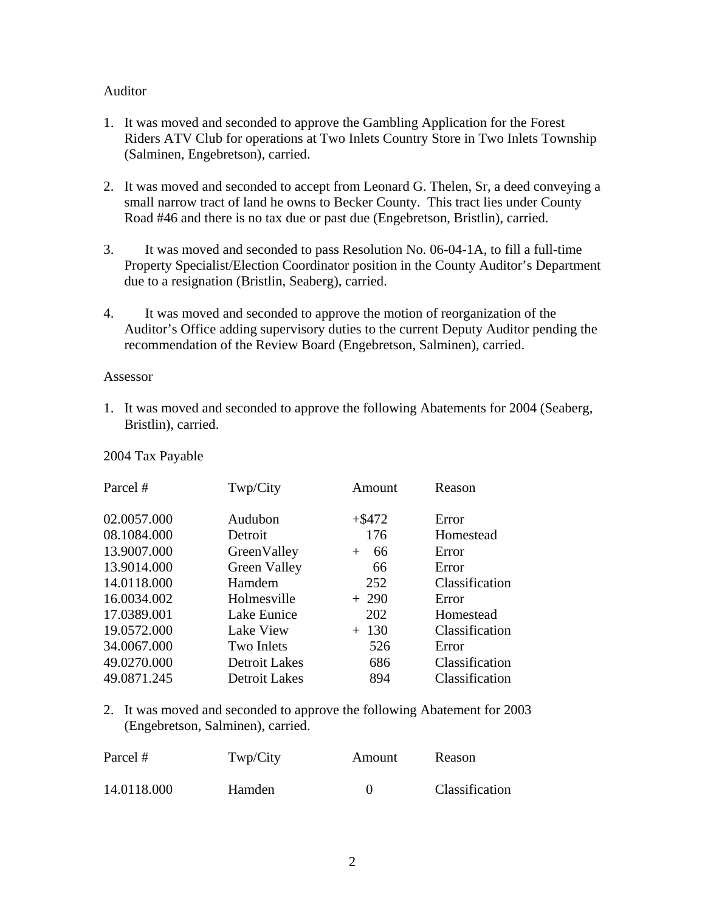Auditor

1. It was moved and seconded to approve the Gambling Application for the Forest Riders ATV Club for operations at Two Inlets Country Store in Two Inlets Township (Salminen, Engebretson), carried.

2. It was moved and seconded to accept from Leonard G. Thelen, Sr, a deed conveying a small narrow tract of land he owns to Becker County. This tract lies under County Road #46 and there is no tax due or past due (Engebretson, Bristlin), carried.

3. It was moved and seconded to pass Resolution No. 06-04-1A, to fill a full-time Property Specialist/Election Coordinator position in the County Auditor's Department due to a resignation (Bristlin, Seaberg), carried.

4. It was moved and seconded to approve the motion of reorganization of the Auditor's Office adding supervisory duties to the current Deputy Auditor pending the recommendation of the Review Board (Engebretson, Salminen), carried.

Assessor

1. It was moved and seconded to approve the following Abatements for 2004 (Seaberg, Bristlin), carried.

2004 Tax Payable

| Parcel # | Twp/City | Amount | Reason |
|---|---|---|---|
| 02.0057.000 | Audubon | +$472 | Error |
| 08.1084.000 | Detroit | 176 | Homestead |
| 13.9007.000 | GreenValley | + 66 | Error |
| 13.9014.000 | Green Valley | 66 | Error |
| 14.0118.000 | Hamdem | 252 | Classification |
| 16.0034.002 | Holmesville | + 290 | Error |
| 17.0389.001 | Lake Eunice | 202 | Homestead |
| 19.0572.000 | Lake View | + 130 | Classification |
| 34.0067.000 | Two Inlets | 526 | Error |
| 49.0270.000 | Detroit Lakes | 686 | Classification |
| 49.0871.245 | Detroit Lakes | 894 | Classification |

2. It was moved and seconded to approve the following Abatement for 2003 (Engebretson, Salminen), carried.

| Parcel # | Twp/City | Amount | Reason |
|---|---|---|---|
| 14.0118.000 | Hamden | 0 | Classification |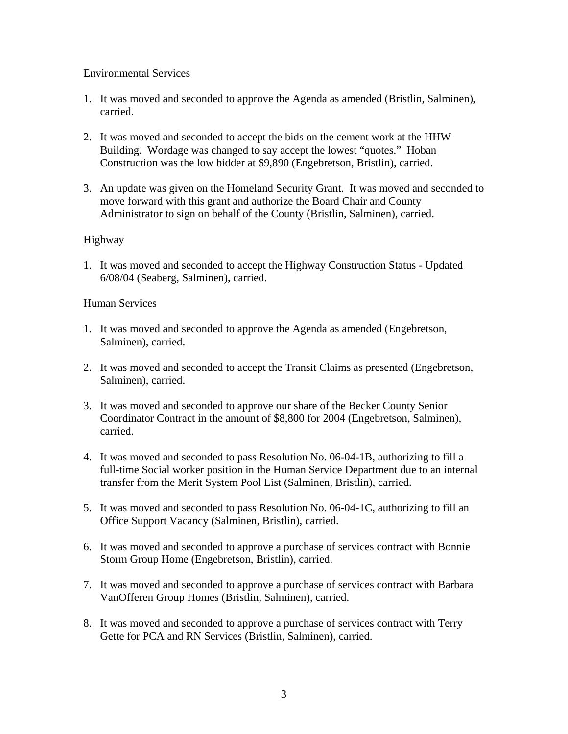Environmental Services

1. It was moved and seconded to approve the Agenda as amended (Bristlin, Salminen), carried.

2. It was moved and seconded to accept the bids on the cement work at the HHW Building. Wordage was changed to say accept the lowest "quotes." Hoban Construction was the low bidder at $9,890 (Engebretson, Bristlin), carried.

3. An update was given on the Homeland Security Grant. It was moved and seconded to move forward with this grant and authorize the Board Chair and County Administrator to sign on behalf of the County (Bristlin, Salminen), carried.

Highway

1. It was moved and seconded to accept the Highway Construction Status - Updated 6/08/04 (Seaberg, Salminen), carried.

Human Services

1. It was moved and seconded to approve the Agenda as amended (Engebretson, Salminen), carried.

2. It was moved and seconded to accept the Transit Claims as presented (Engebretson, Salminen), carried.

3. It was moved and seconded to approve our share of the Becker County Senior Coordinator Contract in the amount of $8,800 for 2004 (Engebretson, Salminen), carried.

4. It was moved and seconded to pass Resolution No. 06-04-1B, authorizing to fill a full-time Social worker position in the Human Service Department due to an internal transfer from the Merit System Pool List (Salminen, Bristlin), carried.

5. It was moved and seconded to pass Resolution No. 06-04-1C, authorizing to fill an Office Support Vacancy (Salminen, Bristlin), carried.

6. It was moved and seconded to approve a purchase of services contract with Bonnie Storm Group Home (Engebretson, Bristlin), carried.

7. It was moved and seconded to approve a purchase of services contract with Barbara VanOfferen Group Homes (Bristlin, Salminen), carried.

8. It was moved and seconded to approve a purchase of services contract with Terry Gette for PCA and RN Services (Bristlin, Salminen), carried.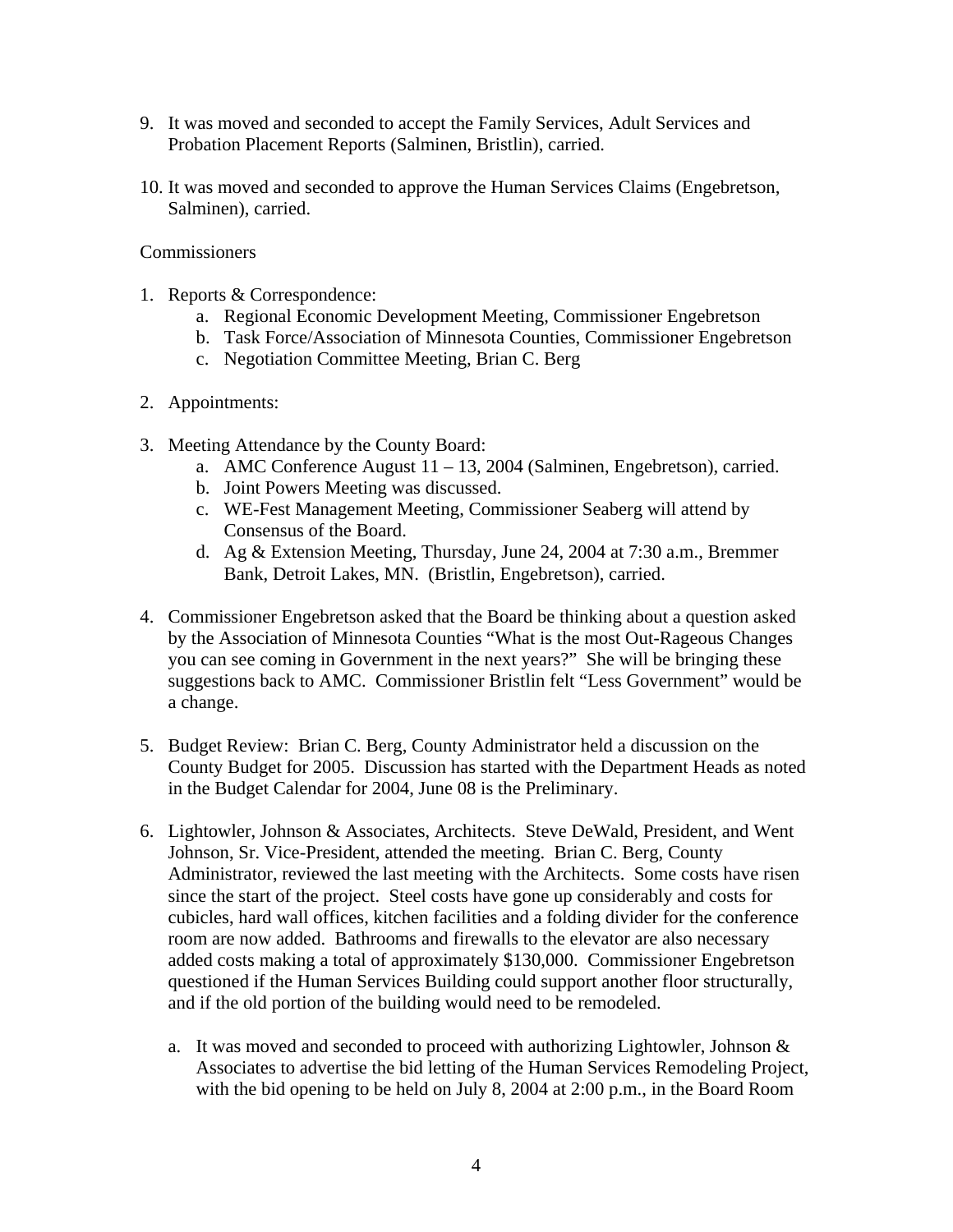9. It was moved and seconded to accept the Family Services, Adult Services and Probation Placement Reports (Salminen, Bristlin), carried.

10. It was moved and seconded to approve the Human Services Claims (Engebretson, Salminen), carried.

Commissioners

1. Reports & Correspondence:
   a. Regional Economic Development Meeting, Commissioner Engebretson
   b. Task Force/Association of Minnesota Counties, Commissioner Engebretson
   c. Negotiation Committee Meeting, Brian C. Berg

2. Appointments:

3. Meeting Attendance by the County Board:
   a. AMC Conference August 11 – 13, 2004 (Salminen, Engebretson), carried.
   b. Joint Powers Meeting was discussed.
   c. WE-Fest Management Meeting, Commissioner Seaberg will attend by Consensus of the Board.
   d. Ag & Extension Meeting, Thursday, June 24, 2004 at 7:30 a.m., Bremmer Bank, Detroit Lakes, MN. (Bristlin, Engebretson), carried.

4. Commissioner Engebretson asked that the Board be thinking about a question asked by the Association of Minnesota Counties "What is the most Out-Rageous Changes you can see coming in Government in the next years?" She will be bringing these suggestions back to AMC. Commissioner Bristlin felt "Less Government" would be a change.

5. Budget Review: Brian C. Berg, County Administrator held a discussion on the County Budget for 2005. Discussion has started with the Department Heads as noted in the Budget Calendar for 2004, June 08 is the Preliminary.

6. Lightowler, Johnson & Associates, Architects. Steve DeWald, President, and Went Johnson, Sr. Vice-President, attended the meeting. Brian C. Berg, County Administrator, reviewed the last meeting with the Architects. Some costs have risen since the start of the project. Steel costs have gone up considerably and costs for cubicles, hard wall offices, kitchen facilities and a folding divider for the conference room are now added. Bathrooms and firewalls to the elevator are also necessary added costs making a total of approximately $130,000. Commissioner Engebretson questioned if the Human Services Building could support another floor structurally, and if the old portion of the building would need to be remodeled.

   a. It was moved and seconded to proceed with authorizing Lightowler, Johnson & Associates to advertise the bid letting of the Human Services Remodeling Project, with the bid opening to be held on July 8, 2004 at 2:00 p.m., in the Board Room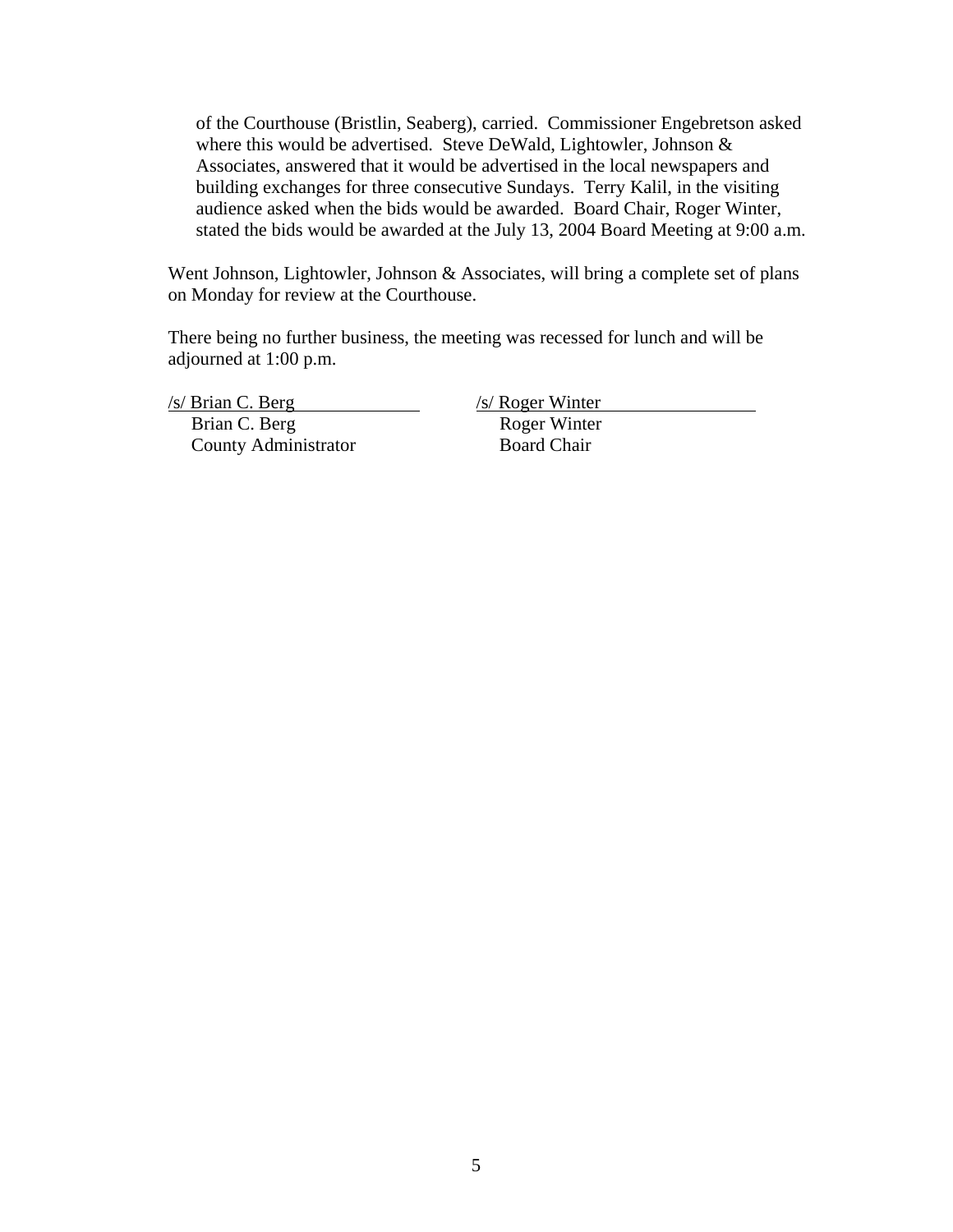of the Courthouse (Bristlin, Seaberg), carried. Commissioner Engebretson asked where this would be advertised. Steve DeWald, Lightowler, Johnson & Associates, answered that it would be advertised in the local newspapers and building exchanges for three consecutive Sundays. Terry Kalil, in the visiting audience asked when the bids would be awarded. Board Chair, Roger Winter, stated the bids would be awarded at the July 13, 2004 Board Meeting at 9:00 a.m.

Went Johnson, Lightowler, Johnson & Associates, will bring a complete set of plans on Monday for review at the Courthouse.

There being no further business, the meeting was recessed for lunch and will be adjourned at 1:00 p.m.

| | |
|---|---|
| /s/ Brian C. Berg | /s/ Roger Winter |
| Brian C. Berg | Roger Winter |
| County Administrator | Board Chair |